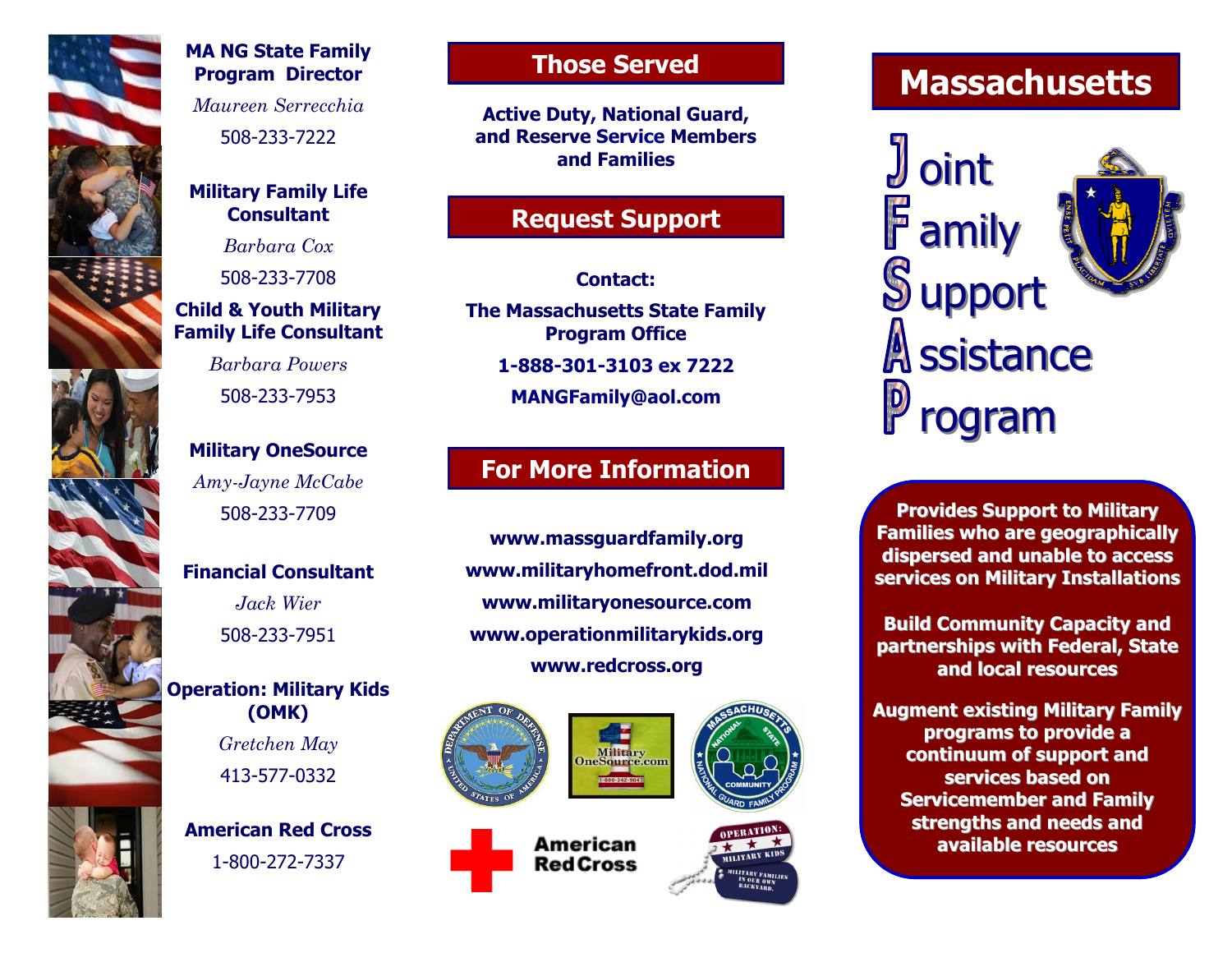**MA NG State Family Program Director**

*Maureen Serrecchia*

508-233-7222

**Military Family Life Consultant**

*Barbara Cox*

508-233-7708

**Child & Youth Military Family Life Consultant**

*Barbara Powers*

508-233-7953

**Military OneSource**

*Amy-Jayne McCabe*

508-233-7709

**Financial Consultant**

*Jack Wier*

508-233-7951

**Operation: Military Kids (OMK)**

*Gretchen May*

413-577-0332

**American Red Cross**

1-800-272-7337

## Those Served

**Active Duty, National Guard, and Reserve Service Members and Families**

## Request Support

**Contact:**

**The Massachusetts State Family Program Office**

**1-888-301-3103 ex 7222**

**MANGFamily@aol.com**

## For More Information

**www.massguardfamily.org**

**www.militaryhomefront.dod.mil**

**www.militaryonesource.com**

**www.operationmilitarykids.org**

**www.redcross.org**

# Massachusetts

# Joint Family Support Assistance Program

**Provides Support to Military Families who are geographically dispersed and unable to access services on Military Installations**

**Build Community Capacity and partnerships with Federal, State and local resources**

**Augment existing Military Family programs to provide a continuum of support and services based on Servicemember and Family strengths and needs and available resources**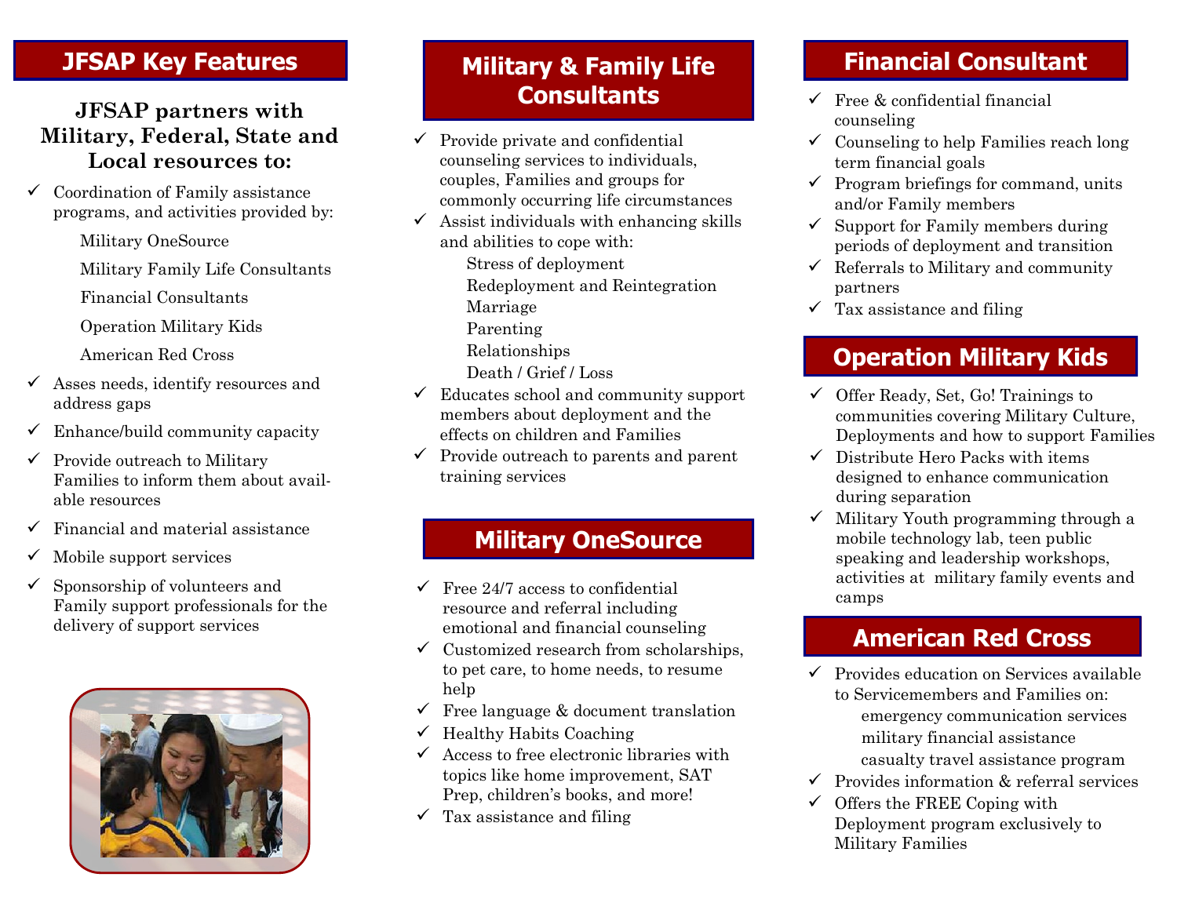## JFSAP Key Features

**JFSAP partners with Military, Federal, State and Local resources to:**

- Coordination of Family assistance programs, and activities provided by:
  - Military OneSource
  - Military Family Life Consultants
  - Financial Consultants
  - Operation Military Kids
  - American Red Cross
- Asses needs, identify resources and address gaps
- Enhance/build community capacity
- Provide outreach to Military Families to inform them about available resources
- Financial and material assistance
- Mobile support services
- Sponsorship of volunteers and Family support professionals for the delivery of support services

## Military & Family Life Consultants

- Provide private and confidential counseling services to individuals, couples, Families and groups for commonly occurring life circumstances
- Assist individuals with enhancing skills and abilities to cope with:
  - Stress of deployment
  - Redeployment and Reintegration
  - Marriage
  - Parenting
  - Relationships
  - Death / Grief / Loss
- Educates school and community support members about deployment and the effects on children and Families
- Provide outreach to parents and parent training services

## Military OneSource

- Free 24/7 access to confidential resource and referral including emotional and financial counseling
- Customized research from scholarships, to pet care, to home needs, to resume help
- Free language & document translation
- Healthy Habits Coaching
- Access to free electronic libraries with topics like home improvement, SAT Prep, children's books, and more!
- Tax assistance and filing

## Financial Consultant

- Free & confidential financial counseling
- Counseling to help Families reach long term financial goals
- Program briefings for command, units and/or Family members
- Support for Family members during periods of deployment and transition
- Referrals to Military and community partners
- Tax assistance and filing

## Operation Military Kids

- Offer Ready, Set, Go! Trainings to communities covering Military Culture, Deployments and how to support Families
- Distribute Hero Packs with items designed to enhance communication during separation
- Military Youth programming through a mobile technology lab, teen public speaking and leadership workshops, activities at military family events and camps

## American Red Cross

- Provides education on Services available to Servicemembers and Families on:
  - emergency communication services
  - military financial assistance
  - casualty travel assistance program
- Provides information & referral services
- Offers the FREE Coping with Deployment program exclusively to Military Families